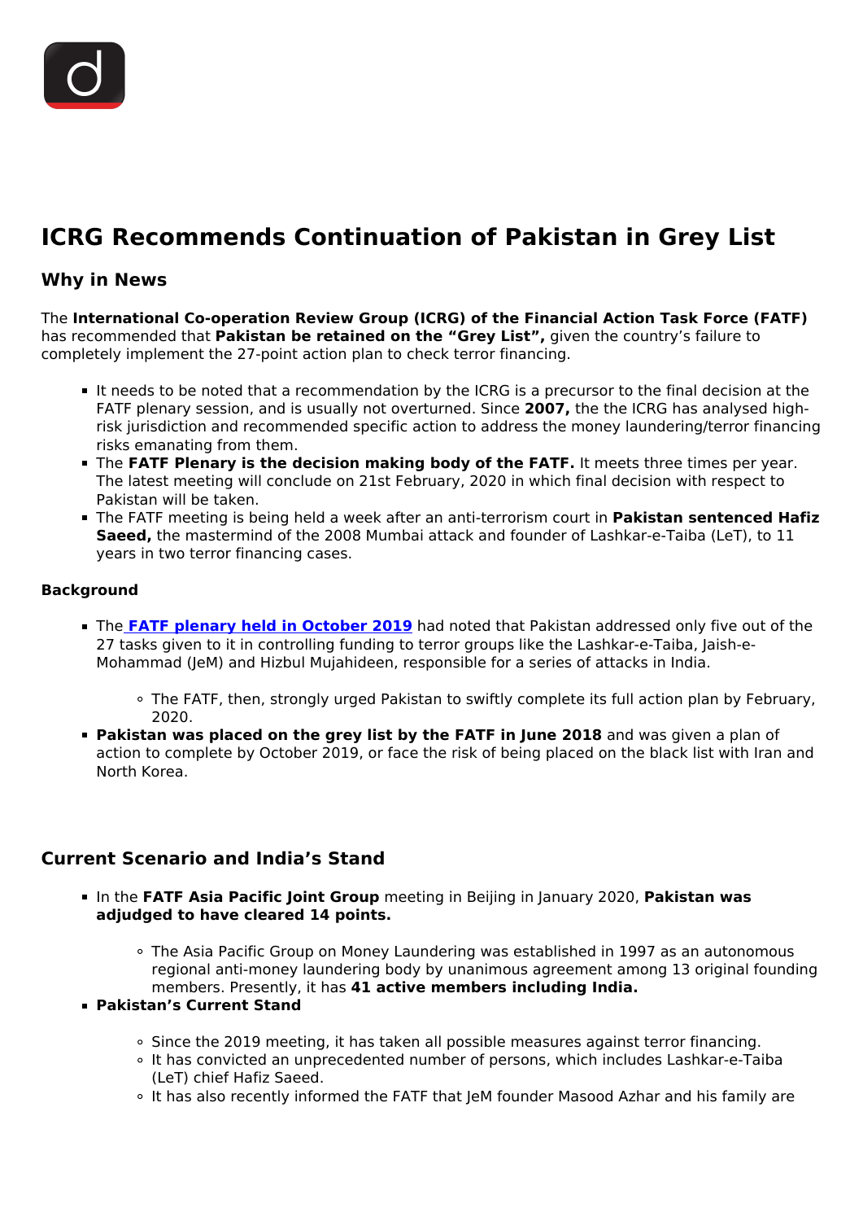# ICRG Recommends Continuation of Pakistan in Grey List

## Why in News

The **International Co-operation Review Group (ICRG) of the Financial Action Task Force (FATF)** has recommended that **Pakistan be retained on the "Grey List",** given the country's failure to completely implement the 27-point action plan to check terror financing.

- It needs to be noted that a recommendation by the ICRG is a precursor to the final decision at the FATF plenary session, and is usually not overturned. Since **2007,** the the ICRG has analysed high-risk jurisdiction and recommended specific action to address the money laundering/terror financing risks emanating from them.
- The **FATF Plenary is the decision making body of the FATF.** It meets three times per year. The latest meeting will conclude on 21st February, 2020 in which final decision with respect to Pakistan will be taken.
- The FATF meeting is being held a week after an anti-terrorism court in **Pakistan sentenced Hafiz Saeed,** the mastermind of the 2008 Mumbai attack and founder of Lashkar-e-Taiba (LeT), to 11 years in two terror financing cases.

### Background

- The **FATF plenary held in October 2019** had noted that Pakistan addressed only five out of the 27 tasks given to it in controlling funding to terror groups like the Lashkar-e-Taiba, Jaish-e-Mohammad (JeM) and Hizbul Mujahideen, responsible for a series of attacks in India.
  - The FATF, then, strongly urged Pakistan to swiftly complete its full action plan by February, 2020.
- **Pakistan was placed on the grey list by the FATF in June 2018** and was given a plan of action to complete by October 2019, or face the risk of being placed on the black list with Iran and North Korea.

## Current Scenario and India's Stand

- In the **FATF Asia Pacific Joint Group** meeting in Beijing in January 2020, **Pakistan was adjudged to have cleared 14 points.**
  - The Asia Pacific Group on Money Laundering was established in 1997 as an autonomous regional anti-money laundering body by unanimous agreement among 13 original founding members. Presently, it has **41 active members including India.**
- **Pakistan's Current Stand**
  - Since the 2019 meeting, it has taken all possible measures against terror financing.
  - It has convicted an unprecedented number of persons, which includes Lashkar-e-Taiba (LeT) chief Hafiz Saeed.
  - It has also recently informed the FATF that JeM founder Masood Azhar and his family are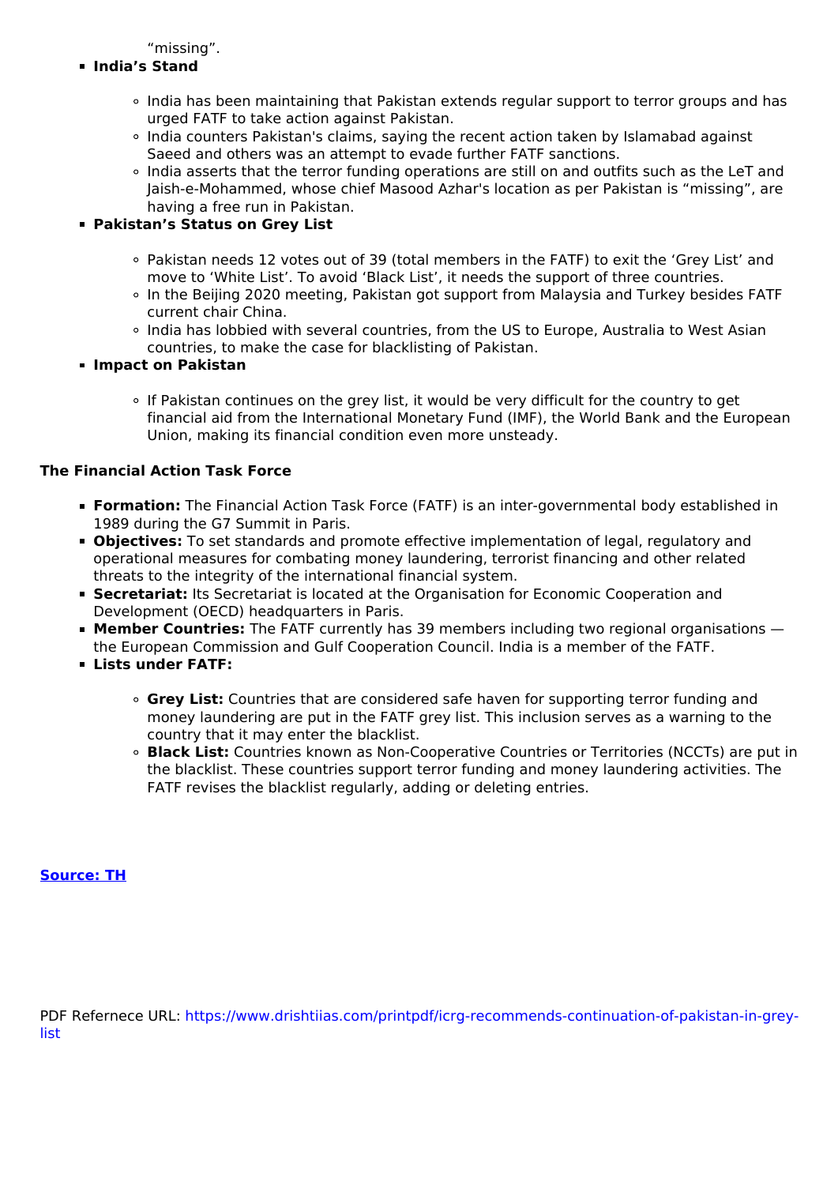"missing".

- **India's Stand**
  - India has been maintaining that Pakistan extends regular support to terror groups and has urged FATF to take action against Pakistan.
  - India counters Pakistan's claims, saying the recent action taken by Islamabad against Saeed and others was an attempt to evade further FATF sanctions.
  - India asserts that the terror funding operations are still on and outfits such as the LeT and Jaish-e-Mohammed, whose chief Masood Azhar's location as per Pakistan is "missing", are having a free run in Pakistan.
- **Pakistan's Status on Grey List**
  - Pakistan needs 12 votes out of 39 (total members in the FATF) to exit the 'Grey List' and move to 'White List'. To avoid 'Black List', it needs the support of three countries.
  - In the Beijing 2020 meeting, Pakistan got support from Malaysia and Turkey besides FATF current chair China.
  - India has lobbied with several countries, from the US to Europe, Australia to West Asian countries, to make the case for blacklisting of Pakistan.
- **Impact on Pakistan**
  - If Pakistan continues on the grey list, it would be very difficult for the country to get financial aid from the International Monetary Fund (IMF), the World Bank and the European Union, making its financial condition even more unsteady.

**The Financial Action Task Force**

- **Formation:** The Financial Action Task Force (FATF) is an inter-governmental body established in 1989 during the G7 Summit in Paris.
- **Objectives:** To set standards and promote effective implementation of legal, regulatory and operational measures for combating money laundering, terrorist financing and other related threats to the integrity of the international financial system.
- **Secretariat:** Its Secretariat is located at the Organisation for Economic Cooperation and Development (OECD) headquarters in Paris.
- **Member Countries:** The FATF currently has 39 members including two regional organisations — the European Commission and Gulf Cooperation Council. India is a member of the FATF.
- **Lists under FATF:**
  - **Grey List:** Countries that are considered safe haven for supporting terror funding and money laundering are put in the FATF grey list. This inclusion serves as a warning to the country that it may enter the blacklist.
  - **Black List:** Countries known as Non-Cooperative Countries or Territories (NCCTs) are put in the blacklist. These countries support terror funding and money laundering activities. The FATF revises the blacklist regularly, adding or deleting entries.

**Source: TH**

PDF Refernece URL: https://www.drishtiias.com/printpdf/icrg-recommends-continuation-of-pakistan-in-grey-list